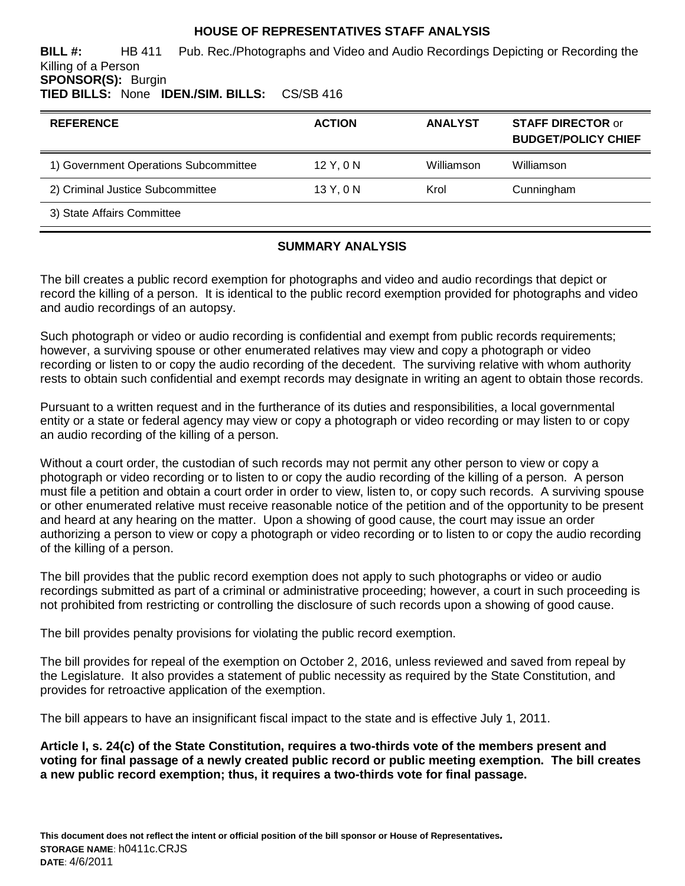# HOUSE OF REPRESENTATIVES STAFF ANALYSIS

**BILL #:** HB 411 Pub. Rec./Photographs and Video and Audio Recordings Depicting or Recording the Killing of a Person
**SPONSOR(S):** Burgin
**TIED BILLS:** None **IDEN./SIM. BILLS:** CS/SB 416

| REFERENCE | ACTION | ANALYST | STAFF DIRECTOR or BUDGET/POLICY CHIEF |
|---|---|---|---|
| 1) Government Operations Subcommittee | 12 Y, 0 N | Williamson | Williamson |
| 2) Criminal Justice Subcommittee | 13 Y, 0 N | Krol | Cunningham |
| 3) State Affairs Committee | | | |

## SUMMARY ANALYSIS

The bill creates a public record exemption for photographs and video and audio recordings that depict or record the killing of a person. It is identical to the public record exemption provided for photographs and video and audio recordings of an autopsy.

Such photograph or video or audio recording is confidential and exempt from public records requirements; however, a surviving spouse or other enumerated relatives may view and copy a photograph or video recording or listen to or copy the audio recording of the decedent. The surviving relative with whom authority rests to obtain such confidential and exempt records may designate in writing an agent to obtain those records.

Pursuant to a written request and in the furtherance of its duties and responsibilities, a local governmental entity or a state or federal agency may view or copy a photograph or video recording or may listen to or copy an audio recording of the killing of a person.

Without a court order, the custodian of such records may not permit any other person to view or copy a photograph or video recording or to listen to or copy the audio recording of the killing of a person. A person must file a petition and obtain a court order in order to view, listen to, or copy such records. A surviving spouse or other enumerated relative must receive reasonable notice of the petition and of the opportunity to be present and heard at any hearing on the matter. Upon a showing of good cause, the court may issue an order authorizing a person to view or copy a photograph or video recording or to listen to or copy the audio recording of the killing of a person.

The bill provides that the public record exemption does not apply to such photographs or video or audio recordings submitted as part of a criminal or administrative proceeding; however, a court in such proceeding is not prohibited from restricting or controlling the disclosure of such records upon a showing of good cause.

The bill provides penalty provisions for violating the public record exemption.

The bill provides for repeal of the exemption on October 2, 2016, unless reviewed and saved from repeal by the Legislature. It also provides a statement of public necessity as required by the State Constitution, and provides for retroactive application of the exemption.

The bill appears to have an insignificant fiscal impact to the state and is effective July 1, 2011.

**Article I, s. 24(c) of the State Constitution, requires a two-thirds vote of the members present and voting for final passage of a newly created public record or public meeting exemption. The bill creates a new public record exemption; thus, it requires a two-thirds vote for final passage.**

**This document does not reflect the intent or official position of the bill sponsor or House of Representatives.**
**STORAGE NAME**: h0411c.CRJS
**DATE**: 4/6/2011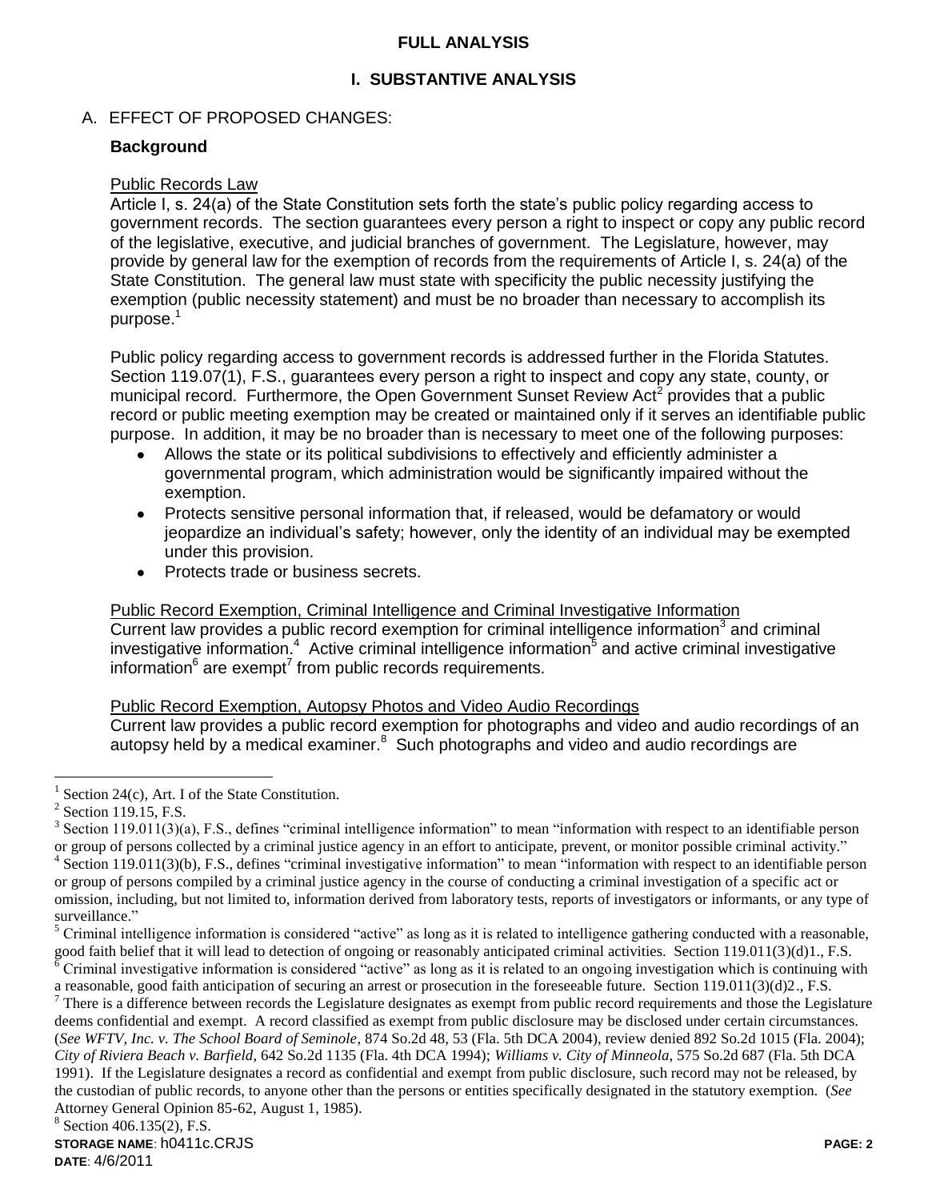## FULL ANALYSIS

### I. SUBSTANTIVE ANALYSIS

A. EFFECT OF PROPOSED CHANGES:

**Background**

Public Records Law

Article I, s. 24(a) of the State Constitution sets forth the state's public policy regarding access to government records. The section guarantees every person a right to inspect or copy any public record of the legislative, executive, and judicial branches of government. The Legislature, however, may provide by general law for the exemption of records from the requirements of Article I, s. 24(a) of the State Constitution. The general law must state with specificity the public necessity justifying the exemption (public necessity statement) and must be no broader than necessary to accomplish its purpose.[1]

Public policy regarding access to government records is addressed further in the Florida Statutes. Section 119.07(1), F.S., guarantees every person a right to inspect and copy any state, county, or municipal record. Furthermore, the Open Government Sunset Review Act[2] provides that a public record or public meeting exemption may be created or maintained only if it serves an identifiable public purpose. In addition, it may be no broader than is necessary to meet one of the following purposes:

- Allows the state or its political subdivisions to effectively and efficiently administer a governmental program, which administration would be significantly impaired without the exemption.
- Protects sensitive personal information that, if released, would be defamatory or would jeopardize an individual's safety; however, only the identity of an individual may be exempted under this provision.
- Protects trade or business secrets.

Public Record Exemption, Criminal Intelligence and Criminal Investigative Information

Current law provides a public record exemption for criminal intelligence information[3] and criminal investigative information.[4] Active criminal intelligence information[5] and active criminal investigative information[6] are exempt[7] from public records requirements.

Public Record Exemption, Autopsy Photos and Video Audio Recordings

Current law provides a public record exemption for photographs and video and audio recordings of an autopsy held by a medical examiner.[8] Such photographs and video and audio recordings are

---

[1] Section 24(c), Art. I of the State Constitution.

[2] Section 119.15, F.S.

[3] Section 119.011(3)(a), F.S., defines "criminal intelligence information" to mean "information with respect to an identifiable person or group of persons collected by a criminal justice agency in an effort to anticipate, prevent, or monitor possible criminal activity."

[4] Section 119.011(3)(b), F.S., defines "criminal investigative information" to mean "information with respect to an identifiable person or group of persons compiled by a criminal justice agency in the course of conducting a criminal investigation of a specific act or omission, including, but not limited to, information derived from laboratory tests, reports of investigators or informants, or any type of surveillance."

[5] Criminal intelligence information is considered "active" as long as it is related to intelligence gathering conducted with a reasonable, good faith belief that it will lead to detection of ongoing or reasonably anticipated criminal activities. Section 119.011(3)(d)1., F.S.

[6] Criminal investigative information is considered "active" as long as it is related to an ongoing investigation which is continuing with a reasonable, good faith anticipation of securing an arrest or prosecution in the foreseeable future. Section 119.011(3)(d)2., F.S.

[7] There is a difference between records the Legislature designates as exempt from public record requirements and those the Legislature deems confidential and exempt. A record classified as exempt from public disclosure may be disclosed under certain circumstances. (*See WFTV, Inc. v. The School Board of Seminole*, 874 So.2d 48, 53 (Fla. 5th DCA 2004), review denied 892 So.2d 1015 (Fla. 2004); *City of Riviera Beach v. Barfield*, 642 So.2d 1135 (Fla. 4th DCA 1994); *Williams v. City of Minneola*, 575 So.2d 687 (Fla. 5th DCA 1991). If the Legislature designates a record as confidential and exempt from public disclosure, such record may not be released, by the custodian of public records, to anyone other than the persons or entities specifically designated in the statutory exemption. (*See* Attorney General Opinion 85-62, August 1, 1985).

[8] Section 406.135(2), F.S.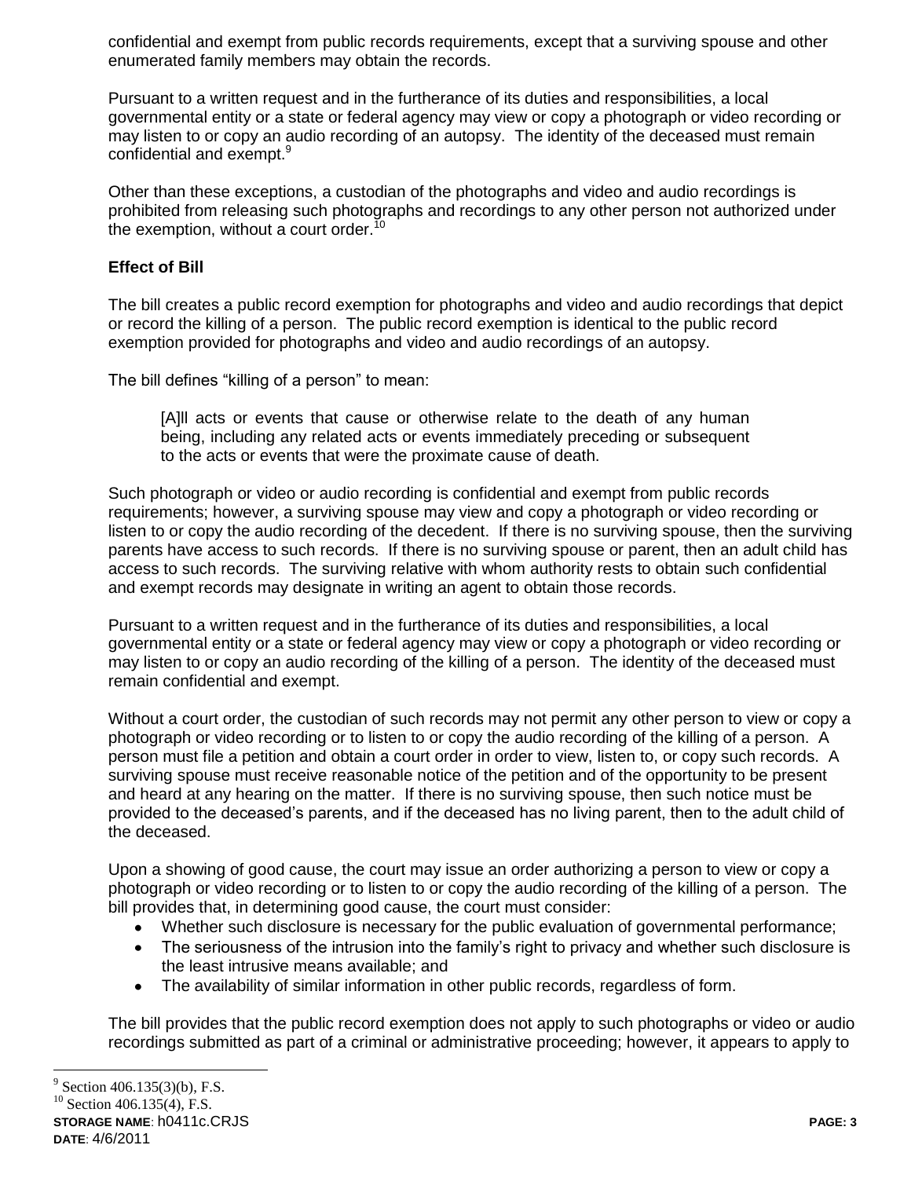confidential and exempt from public records requirements, except that a surviving spouse and other enumerated family members may obtain the records.

Pursuant to a written request and in the furtherance of its duties and responsibilities, a local governmental entity or a state or federal agency may view or copy a photograph or video recording or may listen to or copy an audio recording of an autopsy. The identity of the deceased must remain confidential and exempt.[9]

Other than these exceptions, a custodian of the photographs and video and audio recordings is prohibited from releasing such photographs and recordings to any other person not authorized under the exemption, without a court order.[10]

### Effect of Bill

The bill creates a public record exemption for photographs and video and audio recordings that depict or record the killing of a person. The public record exemption is identical to the public record exemption provided for photographs and video and audio recordings of an autopsy.

The bill defines "killing of a person" to mean:

> [A]ll acts or events that cause or otherwise relate to the death of any human being, including any related acts or events immediately preceding or subsequent to the acts or events that were the proximate cause of death.

Such photograph or video or audio recording is confidential and exempt from public records requirements; however, a surviving spouse may view and copy a photograph or video recording or listen to or copy the audio recording of the decedent. If there is no surviving spouse, then the surviving parents have access to such records. If there is no surviving spouse or parent, then an adult child has access to such records. The surviving relative with whom authority rests to obtain such confidential and exempt records may designate in writing an agent to obtain those records.

Pursuant to a written request and in the furtherance of its duties and responsibilities, a local governmental entity or a state or federal agency may view or copy a photograph or video recording or may listen to or copy an audio recording of the killing of a person. The identity of the deceased must remain confidential and exempt.

Without a court order, the custodian of such records may not permit any other person to view or copy a photograph or video recording or to listen to or copy the audio recording of the killing of a person. A person must file a petition and obtain a court order in order to view, listen to, or copy such records. A surviving spouse must receive reasonable notice of the petition and of the opportunity to be present and heard at any hearing on the matter. If there is no surviving spouse, then such notice must be provided to the deceased's parents, and if the deceased has no living parent, then to the adult child of the deceased.

Upon a showing of good cause, the court may issue an order authorizing a person to view or copy a photograph or video recording or to listen to or copy the audio recording of the killing of a person. The bill provides that, in determining good cause, the court must consider:

- Whether such disclosure is necessary for the public evaluation of governmental performance;
- The seriousness of the intrusion into the family's right to privacy and whether such disclosure is the least intrusive means available; and
- The availability of similar information in other public records, regardless of form.

The bill provides that the public record exemption does not apply to such photographs or video or audio recordings submitted as part of a criminal or administrative proceeding; however, it appears to apply to

---

[9] Section 406.135(3)(b), F.S.

[10] Section 406.135(4), F.S.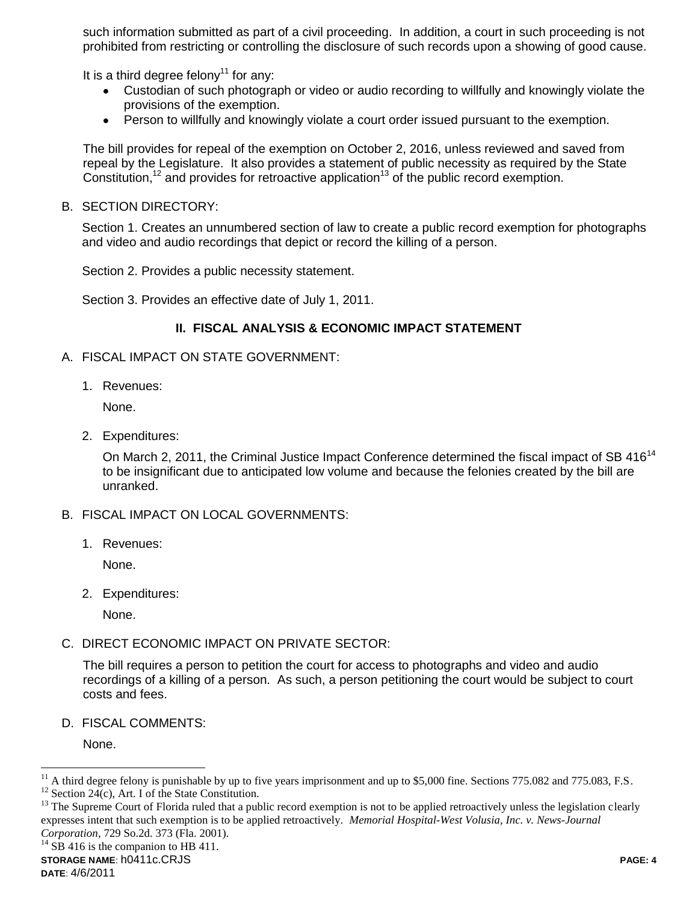such information submitted as part of a civil proceeding. In addition, a court in such proceeding is not prohibited from restricting or controlling the disclosure of such records upon a showing of good cause.

It is a third degree felony[11] for any:

- Custodian of such photograph or video or audio recording to willfully and knowingly violate the provisions of the exemption.
- Person to willfully and knowingly violate a court order issued pursuant to the exemption.

The bill provides for repeal of the exemption on October 2, 2016, unless reviewed and saved from repeal by the Legislature. It also provides a statement of public necessity as required by the State Constitution,[12] and provides for retroactive application[13] of the public record exemption.

B. SECTION DIRECTORY:

Section 1. Creates an unnumbered section of law to create a public record exemption for photographs and video and audio recordings that depict or record the killing of a person.

Section 2. Provides a public necessity statement.

Section 3. Provides an effective date of July 1, 2011.

## II. FISCAL ANALYSIS & ECONOMIC IMPACT STATEMENT

A. FISCAL IMPACT ON STATE GOVERNMENT:

1. Revenues:

   None.

2. Expenditures:

   On March 2, 2011, the Criminal Justice Impact Conference determined the fiscal impact of SB 416[14] to be insignificant due to anticipated low volume and because the felonies created by the bill are unranked.

B. FISCAL IMPACT ON LOCAL GOVERNMENTS:

1. Revenues:

   None.

2. Expenditures:

   None.

C. DIRECT ECONOMIC IMPACT ON PRIVATE SECTOR:

The bill requires a person to petition the court for access to photographs and video and audio recordings of a killing of a person. As such, a person petitioning the court would be subject to court costs and fees.

D. FISCAL COMMENTS:

None.

---

[11] A third degree felony is punishable by up to five years imprisonment and up to $5,000 fine. Sections 775.082 and 775.083, F.S.

[12] Section 24(c), Art. I of the State Constitution.

[13] The Supreme Court of Florida ruled that a public record exemption is not to be applied retroactively unless the legislation clearly expresses intent that such exemption is to be applied retroactively. *Memorial Hospital-West Volusia, Inc. v. News-Journal Corporation*, 729 So.2d. 373 (Fla. 2001).

[14] SB 416 is the companion to HB 411.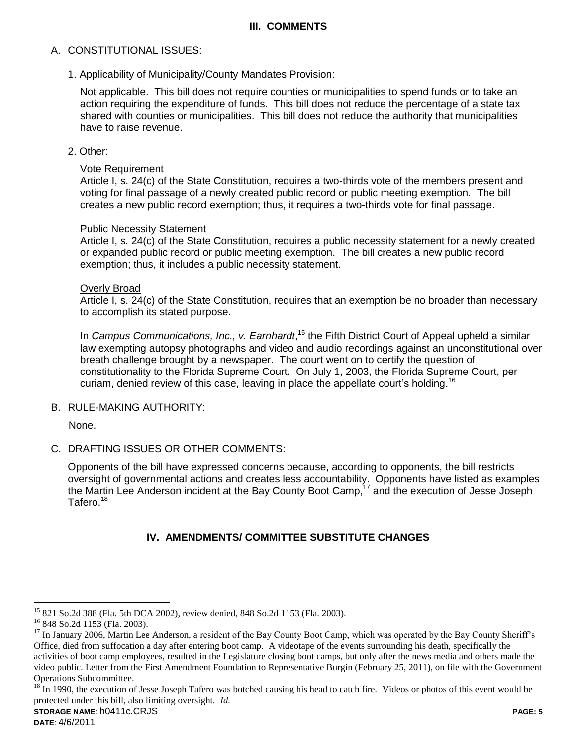## III. COMMENTS

### A. CONSTITUTIONAL ISSUES:

1. Applicability of Municipality/County Mandates Provision:

   Not applicable. This bill does not require counties or municipalities to spend funds or to take an action requiring the expenditure of funds. This bill does not reduce the percentage of a state tax shared with counties or municipalities. This bill does not reduce the authority that municipalities have to raise revenue.

2. Other:

   Vote Requirement
   Article I, s. 24(c) of the State Constitution, requires a two-thirds vote of the members present and voting for final passage of a newly created public record or public meeting exemption. The bill creates a new public record exemption; thus, it requires a two-thirds vote for final passage.

   Public Necessity Statement
   Article I, s. 24(c) of the State Constitution, requires a public necessity statement for a newly created or expanded public record or public meeting exemption. The bill creates a new public record exemption; thus, it includes a public necessity statement.

   Overly Broad
   Article I, s. 24(c) of the State Constitution, requires that an exemption be no broader than necessary to accomplish its stated purpose.

   In *Campus Communications, Inc., v. Earnhardt*,[15] the Fifth District Court of Appeal upheld a similar law exempting autopsy photographs and video and audio recordings against an unconstitutional over breath challenge brought by a newspaper. The court went on to certify the question of constitutionality to the Florida Supreme Court. On July 1, 2003, the Florida Supreme Court, per curiam, denied review of this case, leaving in place the appellate court's holding.[16]

### B. RULE-MAKING AUTHORITY:

None.

### C. DRAFTING ISSUES OR OTHER COMMENTS:

Opponents of the bill have expressed concerns because, according to opponents, the bill restricts oversight of governmental actions and creates less accountability. Opponents have listed as examples the Martin Lee Anderson incident at the Bay County Boot Camp,[17] and the execution of Jesse Joseph Tafero.[18]

## IV. AMENDMENTS/ COMMITTEE SUBSTITUTE CHANGES

---

[15] 821 So.2d 388 (Fla. 5th DCA 2002), review denied, 848 So.2d 1153 (Fla. 2003).

[16] 848 So.2d 1153 (Fla. 2003).

[17] In January 2006, Martin Lee Anderson, a resident of the Bay County Boot Camp, which was operated by the Bay County Sheriff's Office, died from suffocation a day after entering boot camp. A videotape of the events surrounding his death, specifically the activities of boot camp employees, resulted in the Legislature closing boot camps, but only after the news media and others made the video public. Letter from the First Amendment Foundation to Representative Burgin (February 25, 2011), on file with the Government Operations Subcommittee.

[18] In 1990, the execution of Jesse Joseph Tafero was botched causing his head to catch fire. Videos or photos of this event would be protected under this bill, also limiting oversight. *Id.*